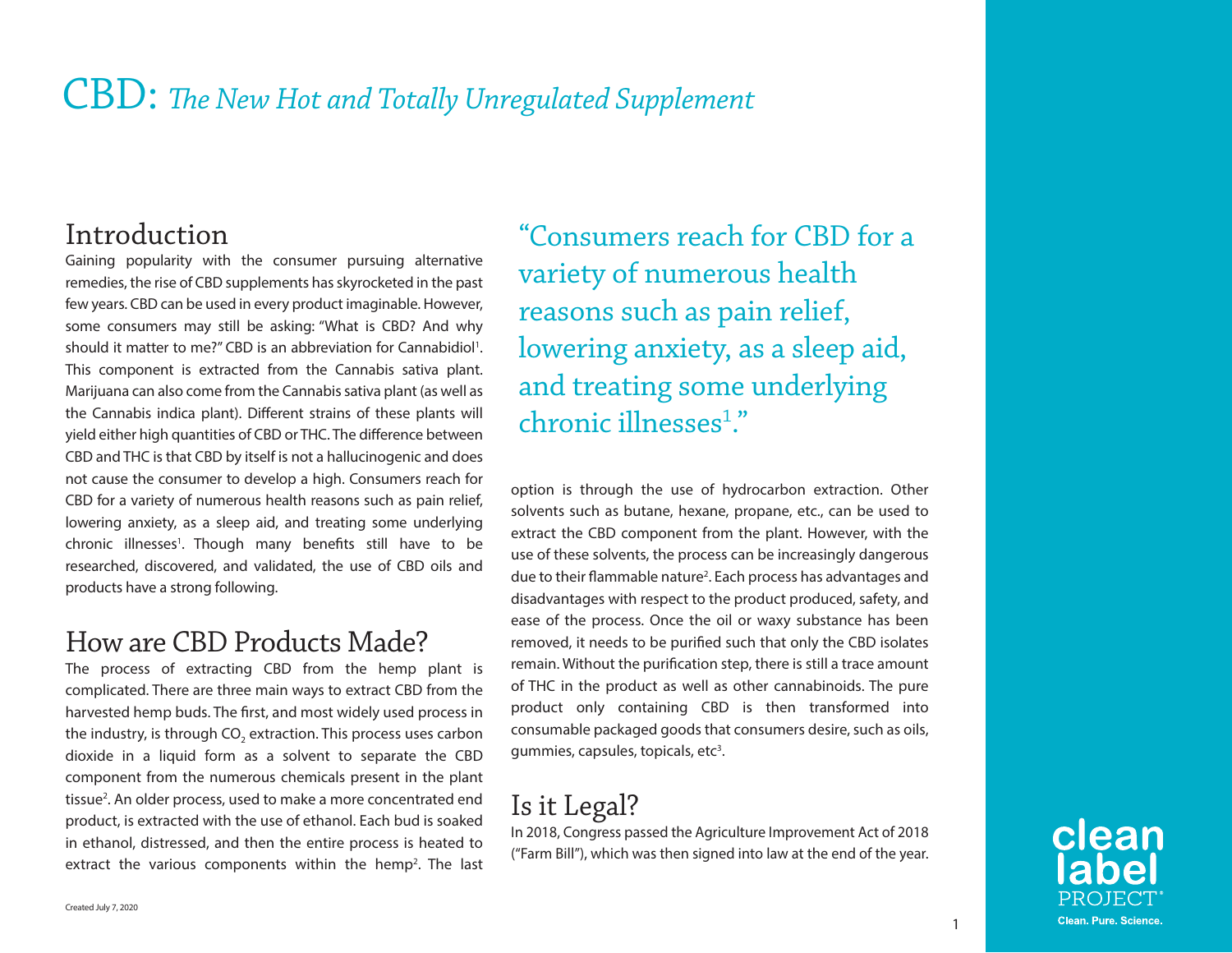# CBD: *The New Hot and Totally Unregulated Supplement*

## Introduction

Gaining popularity with the consumer pursuing alternative remedies, the rise of CBD supplements has skyrocketed in the past few years. CBD can be used in every product imaginable. However, some consumers may still be asking: "What is CBD? And why should it matter to me?" CBD is an abbreviation for Cannabidiol[1]. This component is extracted from the Cannabis sativa plant. Marijuana can also come from the Cannabis sativa plant (as well as the Cannabis indica plant). Different strains of these plants will yield either high quantities of CBD or THC. The difference between CBD and THC is that CBD by itself is not a hallucinogenic and does not cause the consumer to develop a high. Consumers reach for CBD for a variety of numerous health reasons such as pain relief, lowering anxiety, as a sleep aid, and treating some underlying chronic illnesses[1]. Though many benefits still have to be researched, discovered, and validated, the use of CBD oils and products have a strong following.

> "Consumers reach for CBD for a variety of numerous health reasons such as pain relief, lowering anxiety, as a sleep aid, and treating some underlying chronic illnesses[1]."

## How are CBD Products Made?

The process of extracting CBD from the hemp plant is complicated. There are three main ways to extract CBD from the harvested hemp buds. The first, and most widely used process in the industry, is through $CO_2$ extraction. This process uses carbon dioxide in a liquid form as a solvent to separate the CBD component from the numerous chemicals present in the plant tissue[2]. An older process, used to make a more concentrated end product, is extracted with the use of ethanol. Each bud is soaked in ethanol, distressed, and then the entire process is heated to extract the various components within the hemp[2]. The last option is through the use of hydrocarbon extraction. Other solvents such as butane, hexane, propane, etc., can be used to extract the CBD component from the plant. However, with the use of these solvents, the process can be increasingly dangerous due to their flammable nature[2]. Each process has advantages and disadvantages with respect to the product produced, safety, and ease of the process. Once the oil or waxy substance has been removed, it needs to be purified such that only the CBD isolates remain. Without the purification step, there is still a trace amount of THC in the product as well as other cannabinoids. The pure product only containing CBD is then transformed into consumable packaged goods that consumers desire, such as oils, gummies, capsules, topicals, etc[3].

## Is it Legal?

In 2018, Congress passed the Agriculture Improvement Act of 2018 ("Farm Bill"), which was then signed into law at the end of the year.

Created July 7, 2020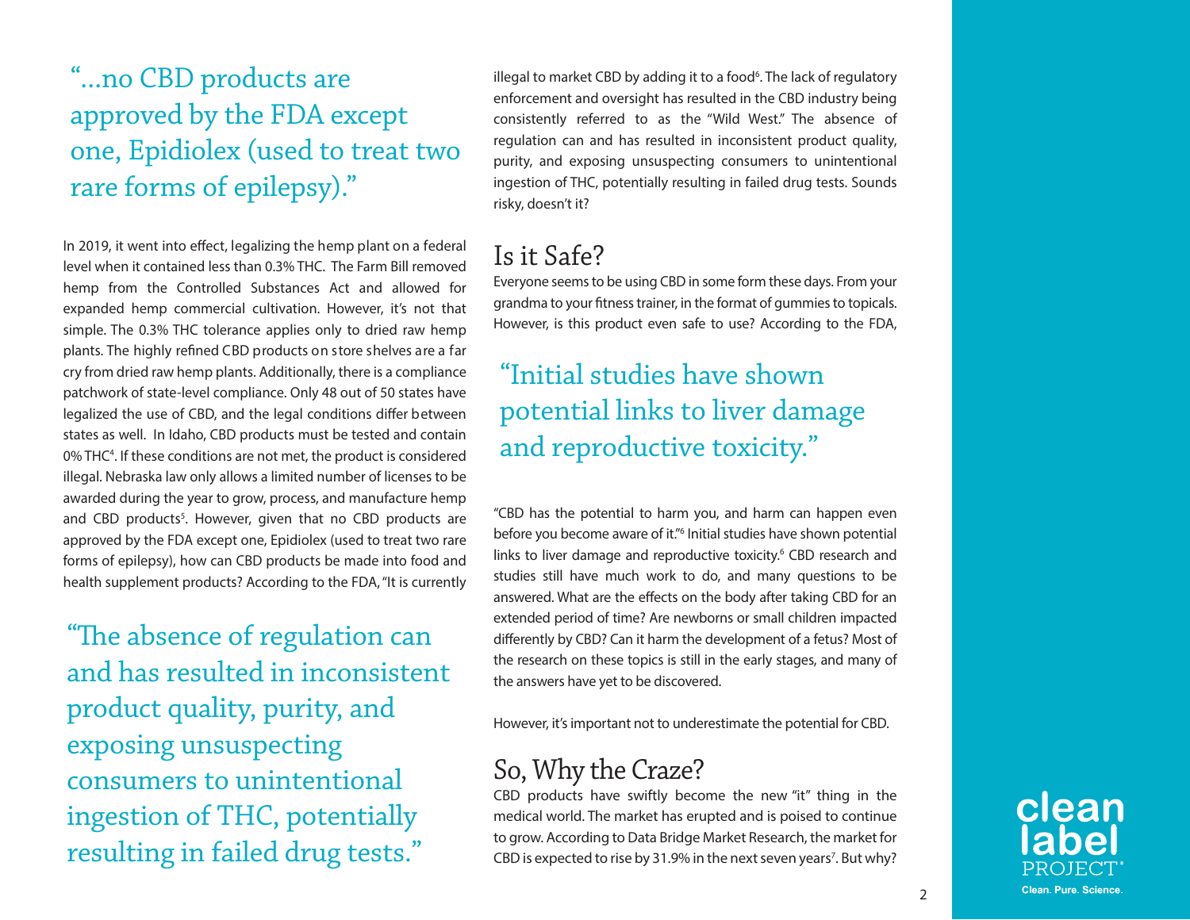> "...no CBD products are approved by the FDA except one, Epidiolex (used to treat two rare forms of epilepsy)."

In 2019, it went into effect, legalizing the hemp plant on a federal level when it contained less than 0.3% THC. The Farm Bill removed hemp from the Controlled Substances Act and allowed for expanded hemp commercial cultivation. However, it's not that simple. The 0.3% THC tolerance applies only to dried raw hemp plants. The highly refined CBD products on store shelves are a far cry from dried raw hemp plants. Additionally, there is a compliance patchwork of state-level compliance. Only 48 out of 50 states have legalized the use of CBD, and the legal conditions differ between states as well. In Idaho, CBD products must be tested and contain 0% THC[4]. If these conditions are not met, the product is considered illegal. Nebraska law only allows a limited number of licenses to be awarded during the year to grow, process, and manufacture hemp and CBD products[5]. However, given that no CBD products are approved by the FDA except one, Epidiolex (used to treat two rare forms of epilepsy), how can CBD products be made into food and health supplement products? According to the FDA, "It is currently illegal to market CBD by adding it to a food[6]. The lack of regulatory enforcement and oversight has resulted in the CBD industry being consistently referred to as the "Wild West." The absence of regulation can and has resulted in inconsistent product quality, purity, and exposing unsuspecting consumers to unintentional ingestion of THC, potentially resulting in failed drug tests. Sounds risky, doesn't it?

> "The absence of regulation can and has resulted in inconsistent product quality, purity, and exposing unsuspecting consumers to unintentional ingestion of THC, potentially resulting in failed drug tests."

## Is it Safe?

Everyone seems to be using CBD in some form these days. From your grandma to your fitness trainer, in the format of gummies to topicals. However, is this product even safe to use? According to the FDA,

> "Initial studies have shown potential links to liver damage and reproductive toxicity."

"CBD has the potential to harm you, and harm can happen even before you become aware of it."[6] Initial studies have shown potential links to liver damage and reproductive toxicity.[6] CBD research and studies still have much work to do, and many questions to be answered. What are the effects on the body after taking CBD for an extended period of time? Are newborns or small children impacted differently by CBD? Can it harm the development of a fetus? Most of the research on these topics is still in the early stages, and many of the answers have yet to be discovered.

However, it's important not to underestimate the potential for CBD.

## So, Why the Craze?

CBD products have swiftly become the new "it" thing in the medical world. The market has erupted and is poised to continue to grow. According to Data Bridge Market Research, the market for CBD is expected to rise by 31.9% in the next seven years[7]. But why?

clean label PROJECT®
Clean. Pure. Science.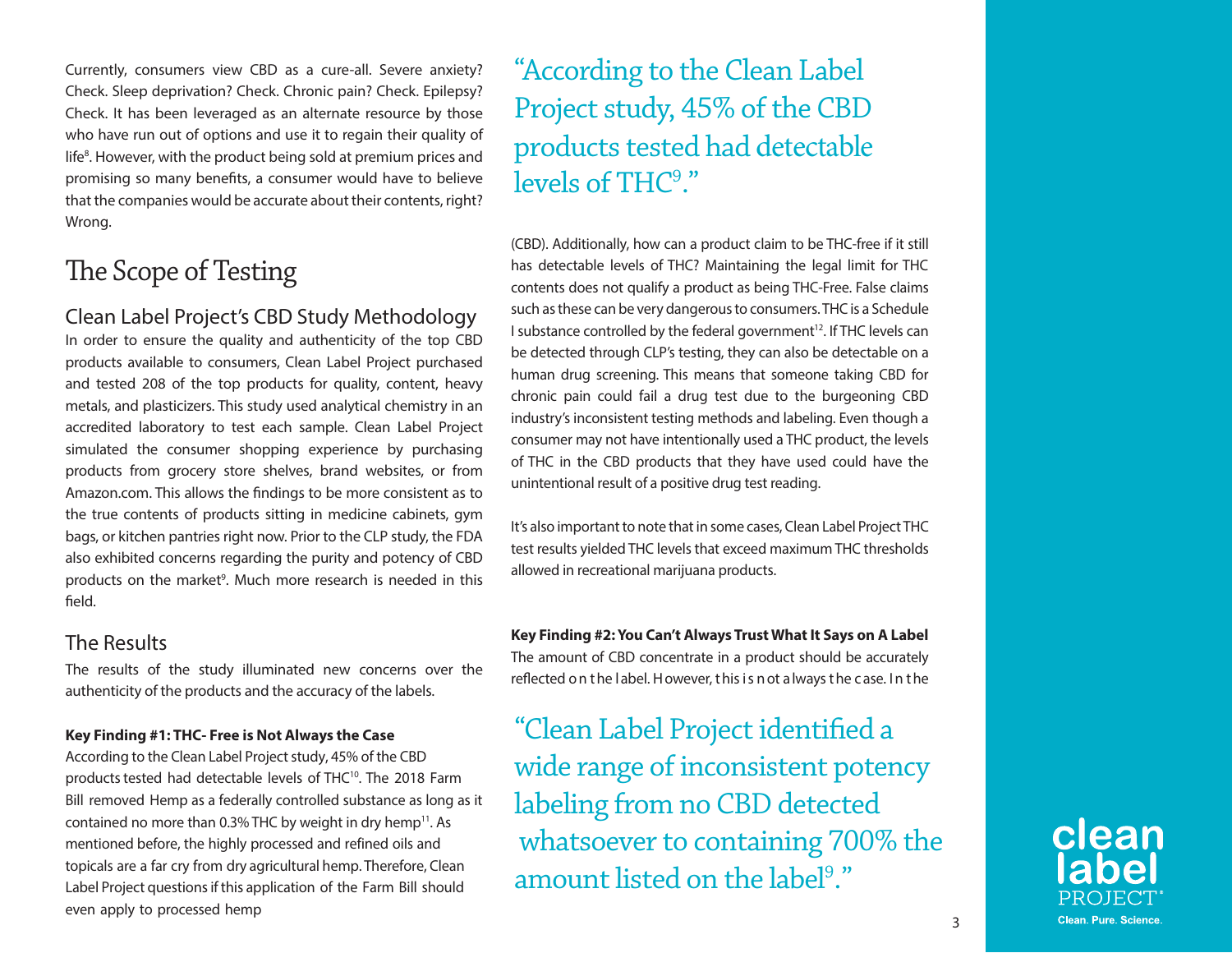Currently, consumers view CBD as a cure-all. Severe anxiety? Check. Sleep deprivation? Check. Chronic pain? Check. Epilepsy? Check. It has been leveraged as an alternate resource by those who have run out of options and use it to regain their quality of life[8]. However, with the product being sold at premium prices and promising so many benefits, a consumer would have to believe that the companies would be accurate about their contents, right? Wrong.

## The Scope of Testing

### Clean Label Project's CBD Study Methodology

In order to ensure the quality and authenticity of the top CBD products available to consumers, Clean Label Project purchased and tested 208 of the top products for quality, content, heavy metals, and plasticizers. This study used analytical chemistry in an accredited laboratory to test each sample. Clean Label Project simulated the consumer shopping experience by purchasing products from grocery store shelves, brand websites, or from Amazon.com. This allows the findings to be more consistent as to the true contents of products sitting in medicine cabinets, gym bags, or kitchen pantries right now. Prior to the CLP study, the FDA also exhibited concerns regarding the purity and potency of CBD products on the market[9]. Much more research is needed in this field.

### The Results

The results of the study illuminated new concerns over the authenticity of the products and the accuracy of the labels.

**Key Finding #1: THC- Free is Not Always the Case**

According to the Clean Label Project study, 45% of the CBD products tested had detectable levels of THC[10]. The 2018 Farm Bill removed Hemp as a federally controlled substance as long as it contained no more than 0.3% THC by weight in dry hemp[11]. As mentioned before, the highly processed and refined oils and topicals are a far cry from dry agricultural hemp. Therefore, Clean Label Project questions if this application of the Farm Bill should even apply to processed hemp (CBD). Additionally, how can a product claim to be THC-free if it still has detectable levels of THC? Maintaining the legal limit for THC contents does not qualify a product as being THC-Free. False claims such as these can be very dangerous to consumers. THC is a Schedule I substance controlled by the federal government[12]. If THC levels can be detected through CLP's testing, they can also be detectable on a human drug screening. This means that someone taking CBD for chronic pain could fail a drug test due to the burgeoning CBD industry's inconsistent testing methods and labeling. Even though a consumer may not have intentionally used a THC product, the levels of THC in the CBD products that they have used could have the unintentional result of a positive drug test reading.

> "According to the Clean Label Project study, 45% of the CBD products tested had detectable levels of THC[9]."

It's also important to note that in some cases, Clean Label Project THC test results yielded THC levels that exceed maximum THC thresholds allowed in recreational marijuana products.

**Key Finding #2: You Can't Always Trust What It Says on A Label**

The amount of CBD concentrate in a product should be accurately reflected on the label. However, this is not always the case. In the

> "Clean Label Project identified a wide range of inconsistent potency labeling from no CBD detected whatsoever to containing 700% the amount listed on the label[9]."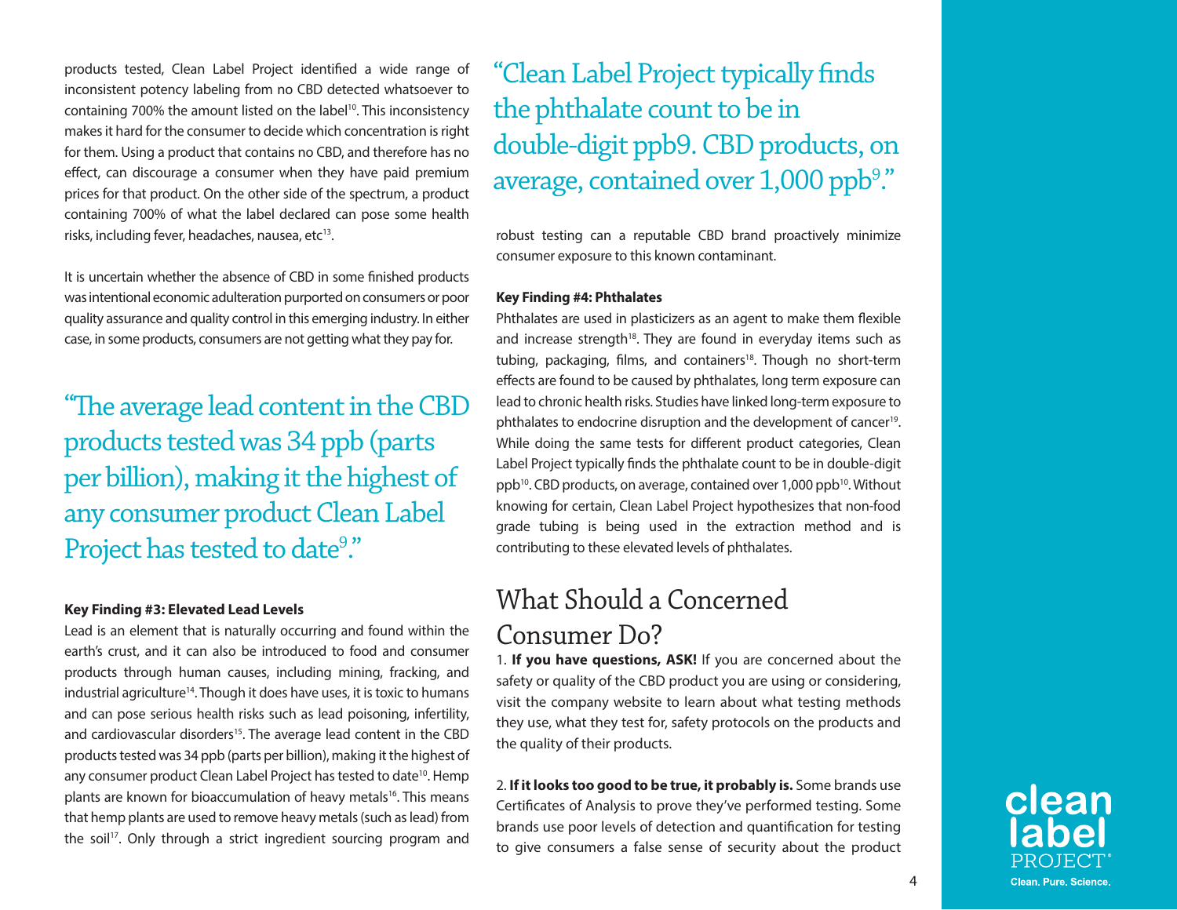products tested, Clean Label Project identified a wide range of inconsistent potency labeling from no CBD detected whatsoever to containing 700% the amount listed on the label[10]. This inconsistency makes it hard for the consumer to decide which concentration is right for them. Using a product that contains no CBD, and therefore has no effect, can discourage a consumer when they have paid premium prices for that product. On the other side of the spectrum, a product containing 700% of what the label declared can pose some health risks, including fever, headaches, nausea, etc[13].

It is uncertain whether the absence of CBD in some finished products was intentional economic adulteration purported on consumers or poor quality assurance and quality control in this emerging industry. In either case, in some products, consumers are not getting what they pay for.

> "The average lead content in the CBD products tested was 34 ppb (parts per billion), making it the highest of any consumer product Clean Label Project has tested to date[9]."

**Key Finding #3: Elevated Lead Levels**

Lead is an element that is naturally occurring and found within the earth's crust, and it can also be introduced to food and consumer products through human causes, including mining, fracking, and industrial agriculture[14]. Though it does have uses, it is toxic to humans and can pose serious health risks such as lead poisoning, infertility, and cardiovascular disorders[15]. The average lead content in the CBD products tested was 34 ppb (parts per billion), making it the highest of any consumer product Clean Label Project has tested to date[10]. Hemp plants are known for bioaccumulation of heavy metals[16]. This means that hemp plants are used to remove heavy metals (such as lead) from the soil[17]. Only through a strict ingredient sourcing program and robust testing can a reputable CBD brand proactively minimize consumer exposure to this known contaminant.

> "Clean Label Project typically finds the phthalate count to be in double-digit ppb9. CBD products, on average, contained over 1,000 ppb[9]."

**Key Finding #4: Phthalates**

Phthalates are used in plasticizers as an agent to make them flexible and increase strength[18]. They are found in everyday items such as tubing, packaging, films, and containers[18]. Though no short-term effects are found to be caused by phthalates, long term exposure can lead to chronic health risks. Studies have linked long-term exposure to phthalates to endocrine disruption and the development of cancer[19]. While doing the same tests for different product categories, Clean Label Project typically finds the phthalate count to be in double-digit ppb[10]. CBD products, on average, contained over 1,000 ppb[10]. Without knowing for certain, Clean Label Project hypothesizes that non-food grade tubing is being used in the extraction method and is contributing to these elevated levels of phthalates.

## What Should a Concerned Consumer Do?

1. **If you have questions, ASK!** If you are concerned about the safety or quality of the CBD product you are using or considering, visit the company website to learn about what testing methods they use, what they test for, safety protocols on the products and the quality of their products.

2. **If it looks too good to be true, it probably is.** Some brands use Certificates of Analysis to prove they've performed testing. Some brands use poor levels of detection and quantification for testing to give consumers a false sense of security about the product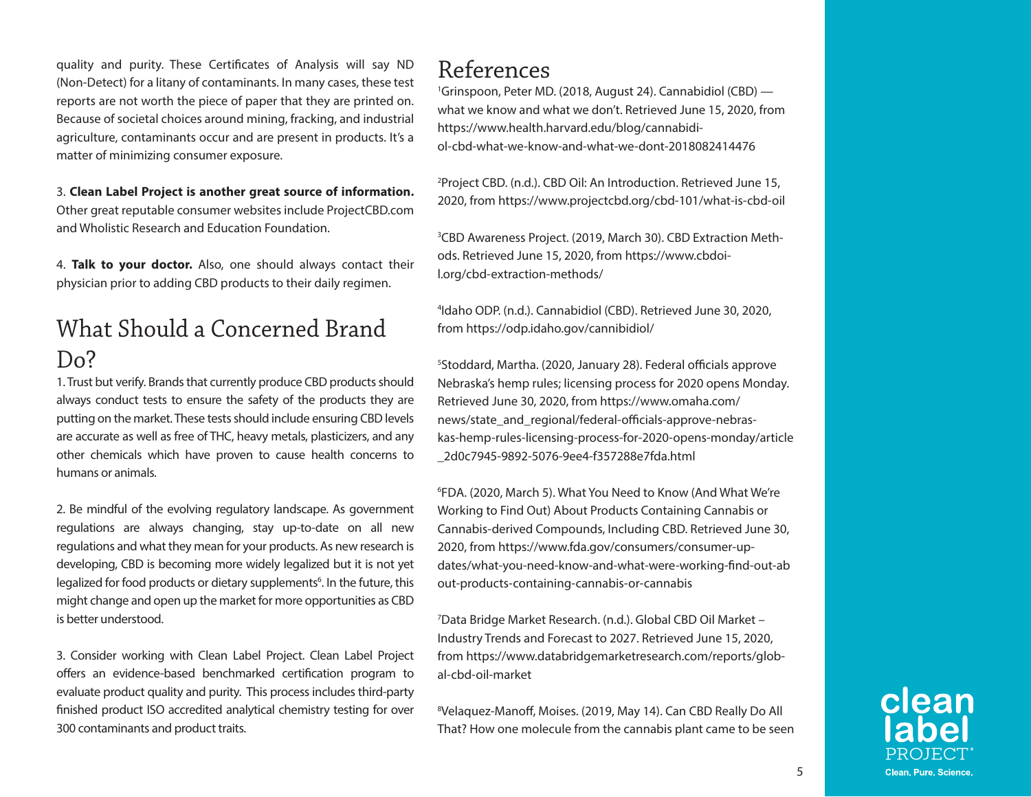quality and purity. These Certificates of Analysis will say ND (Non-Detect) for a litany of contaminants. In many cases, these test reports are not worth the piece of paper that they are printed on. Because of societal choices around mining, fracking, and industrial agriculture, contaminants occur and are present in products. It's a matter of minimizing consumer exposure.

3. **Clean Label Project is another great source of information.** Other great reputable consumer websites include ProjectCBD.com and Wholistic Research and Education Foundation.

4. **Talk to your doctor.** Also, one should always contact their physician prior to adding CBD products to their daily regimen.

## What Should a Concerned Brand Do?

1. Trust but verify. Brands that currently produce CBD products should always conduct tests to ensure the safety of the products they are putting on the market. These tests should include ensuring CBD levels are accurate as well as free of THC, heavy metals, plasticizers, and any other chemicals which have proven to cause health concerns to humans or animals.

2. Be mindful of the evolving regulatory landscape. As government regulations are always changing, stay up-to-date on all new regulations and what they mean for your products. As new research is developing, CBD is becoming more widely legalized but it is not yet legalized for food products or dietary supplements[6]. In the future, this might change and open up the market for more opportunities as CBD is better understood.

3. Consider working with Clean Label Project. Clean Label Project offers an evidence-based benchmarked certification program to evaluate product quality and purity. This process includes third-party finished product ISO accredited analytical chemistry testing for over 300 contaminants and product traits.

## References

[1]Grinspoon, Peter MD. (2018, August 24). Cannabidiol (CBD) — what we know and what we don't. Retrieved June 15, 2020, from https://www.health.harvard.edu/blog/cannabidiol-cbd-what-we-know-and-what-we-dont-2018082414476

[2]Project CBD. (n.d.). CBD Oil: An Introduction. Retrieved June 15, 2020, from https://www.projectcbd.org/cbd-101/what-is-cbd-oil

[3]CBD Awareness Project. (2019, March 30). CBD Extraction Methods. Retrieved June 15, 2020, from https://www.cbdoil.org/cbd-extraction-methods/

[4]Idaho ODP. (n.d.). Cannabidiol (CBD). Retrieved June 30, 2020, from https://odp.idaho.gov/cannibidiol/

[5]Stoddard, Martha. (2020, January 28). Federal officials approve Nebraska's hemp rules; licensing process for 2020 opens Monday. Retrieved June 30, 2020, from https://www.omaha.com/news/state_and_regional/federal-officials-approve-nebraskas-hemp-rules-licensing-process-for-2020-opens-monday/article_2d0c7945-9892-5076-9ee4-f357288e7fda.html

[6]FDA. (2020, March 5). What You Need to Know (And What We're Working to Find Out) About Products Containing Cannabis or Cannabis-derived Compounds, Including CBD. Retrieved June 30, 2020, from https://www.fda.gov/consumers/consumer-updates/what-you-need-know-and-what-were-working-find-out-about-products-containing-cannabis-or-cannabis

[7]Data Bridge Market Research. (n.d.). Global CBD Oil Market – Industry Trends and Forecast to 2027. Retrieved June 15, 2020, from https://www.databridgemarketresearch.com/reports/global-cbd-oil-market

[8]Velaquez-Manoff, Moises. (2019, May 14). Can CBD Really Do All That? How one molecule from the cannabis plant came to be seen

clean label PROJECT®
Clean. Pure. Science.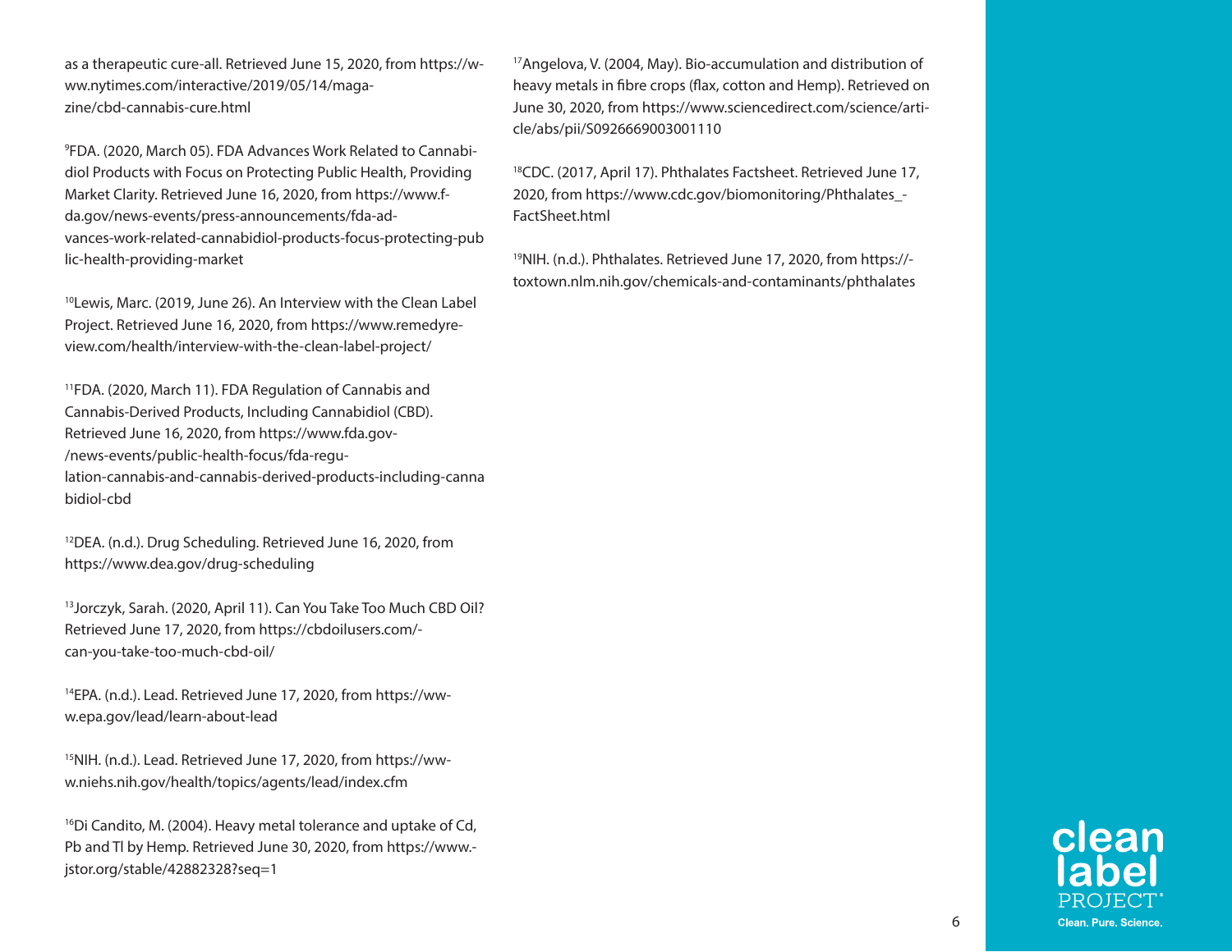as a therapeutic cure-all. Retrieved June 15, 2020, from https://www.nytimes.com/interactive/2019/05/14/magazine/cbd-cannabis-cure.html

[9]FDA. (2020, March 05). FDA Advances Work Related to Cannabidiol Products with Focus on Protecting Public Health, Providing Market Clarity. Retrieved June 16, 2020, from https://www.fda.gov/news-events/press-announcements/fda-advances-work-related-cannabidiol-products-focus-protecting-public-health-providing-market

[10]Lewis, Marc. (2019, June 26). An Interview with the Clean Label Project. Retrieved June 16, 2020, from https://www.remedyreview.com/health/interview-with-the-clean-label-project/

[11]FDA. (2020, March 11). FDA Regulation of Cannabis and Cannabis-Derived Products, Including Cannabidiol (CBD). Retrieved June 16, 2020, from https://www.fda.gov/news-events/public-health-focus/fda-regulation-cannabis-and-cannabis-derived-products-including-cannabidiol-cbd

[12]DEA. (n.d.). Drug Scheduling. Retrieved June 16, 2020, from https://www.dea.gov/drug-scheduling

[13]Jorczyk, Sarah. (2020, April 11). Can You Take Too Much CBD Oil? Retrieved June 17, 2020, from https://cbdoilusers.com/can-you-take-too-much-cbd-oil/

[14]EPA. (n.d.). Lead. Retrieved June 17, 2020, from https://www.epa.gov/lead/learn-about-lead

[15]NIH. (n.d.). Lead. Retrieved June 17, 2020, from https://www.niehs.nih.gov/health/topics/agents/lead/index.cfm

[16]Di Candito, M. (2004). Heavy metal tolerance and uptake of Cd, Pb and Tl by Hemp. Retrieved June 30, 2020, from https://www.jstor.org/stable/42882328?seq=1

[17]Angelova, V. (2004, May). Bio-accumulation and distribution of heavy metals in fibre crops (flax, cotton and Hemp). Retrieved on June 30, 2020, from https://www.sciencedirect.com/science/article/abs/pii/S0926669003001110

[18]CDC. (2017, April 17). Phthalates Factsheet. Retrieved June 17, 2020, from https://www.cdc.gov/biomonitoring/Phthalates_FactSheet.html

[19]NIH. (n.d.). Phthalates. Retrieved June 17, 2020, from https://toxtown.nlm.nih.gov/chemicals-and-contaminants/phthalates

clean label PROJECT®
Clean. Pure. Science.